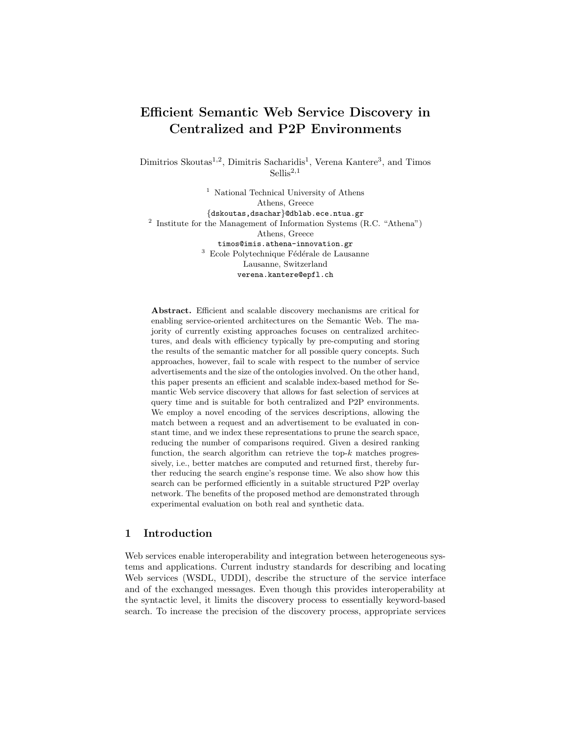# Efficient Semantic Web Service Discovery in Centralized and P2P Environments

Dimitrios Skoutas[1,2], Dimitris Sacharidis[1], Verena Kantere[3], and Timos Sellis[2,1]

[1] National Technical University of Athens
Athens, Greece
{dskoutas,dsachar}@dblab.ece.ntua.gr

[2] Institute for the Management of Information Systems (R.C. "Athena")
Athens, Greece
timos@imis.athena-innovation.gr

[3] Ecole Polytechnique Fédérale de Lausanne
Lausanne, Switzerland
verena.kantere@epfl.ch

**Abstract.** Efficient and scalable discovery mechanisms are critical for enabling service-oriented architectures on the Semantic Web. The majority of currently existing approaches focuses on centralized architectures, and deals with efficiency typically by pre-computing and storing the results of the semantic matcher for all possible query concepts. Such approaches, however, fail to scale with respect to the number of service advertisements and the size of the ontologies involved. On the other hand, this paper presents an efficient and scalable index-based method for Semantic Web service discovery that allows for fast selection of services at query time and is suitable for both centralized and P2P environments. We employ a novel encoding of the services descriptions, allowing the match between a request and an advertisement to be evaluated in constant time, and we index these representations to prune the search space, reducing the number of comparisons required. Given a desired ranking function, the search algorithm can retrieve the top-$k$ matches progressively, i.e., better matches are computed and returned first, thereby further reducing the search engine's response time. We also show how this search can be performed efficiently in a suitable structured P2P overlay network. The benefits of the proposed method are demonstrated through experimental evaluation on both real and synthetic data.

## 1 Introduction

Web services enable interoperability and integration between heterogeneous systems and applications. Current industry standards for describing and locating Web services (WSDL, UDDI), describe the structure of the service interface and of the exchanged messages. Even though this provides interoperability at the syntactic level, it limits the discovery process to essentially keyword-based search. To increase the precision of the discovery process, appropriate services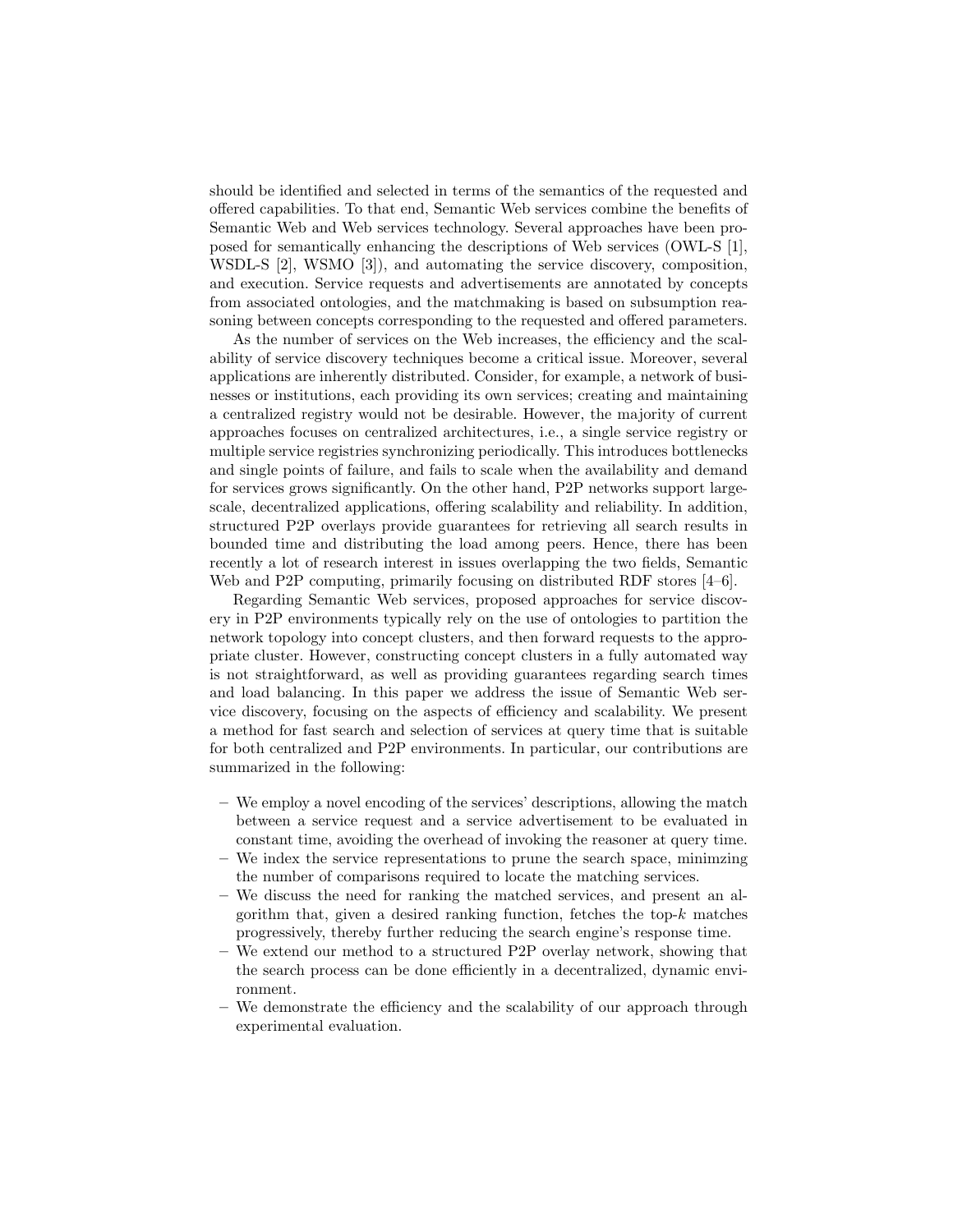should be identified and selected in terms of the semantics of the requested and offered capabilities. To that end, Semantic Web services combine the benefits of Semantic Web and Web services technology. Several approaches have been proposed for semantically enhancing the descriptions of Web services (OWL-S [1], WSDL-S [2], WSMO [3]), and automating the service discovery, composition, and execution. Service requests and advertisements are annotated by concepts from associated ontologies, and the matchmaking is based on subsumption reasoning between concepts corresponding to the requested and offered parameters.

As the number of services on the Web increases, the efficiency and the scalability of service discovery techniques become a critical issue. Moreover, several applications are inherently distributed. Consider, for example, a network of businesses or institutions, each providing its own services; creating and maintaining a centralized registry would not be desirable. However, the majority of current approaches focuses on centralized architectures, i.e., a single service registry or multiple service registries synchronizing periodically. This introduces bottlenecks and single points of failure, and fails to scale when the availability and demand for services grows significantly. On the other hand, P2P networks support large-scale, decentralized applications, offering scalability and reliability. In addition, structured P2P overlays provide guarantees for retrieving all search results in bounded time and distributing the load among peers. Hence, there has been recently a lot of research interest in issues overlapping the two fields, Semantic Web and P2P computing, primarily focusing on distributed RDF stores [4–6].

Regarding Semantic Web services, proposed approaches for service discovery in P2P environments typically rely on the use of ontologies to partition the network topology into concept clusters, and then forward requests to the appropriate cluster. However, constructing concept clusters in a fully automated way is not straightforward, as well as providing guarantees regarding search times and load balancing. In this paper we address the issue of Semantic Web service discovery, focusing on the aspects of efficiency and scalability. We present a method for fast search and selection of services at query time that is suitable for both centralized and P2P environments. In particular, our contributions are summarized in the following:

- We employ a novel encoding of the services' descriptions, allowing the match between a service request and a service advertisement to be evaluated in constant time, avoiding the overhead of invoking the reasoner at query time.
- We index the service representations to prune the search space, minimzing the number of comparisons required to locate the matching services.
- We discuss the need for ranking the matched services, and present an algorithm that, given a desired ranking function, fetches the top-$k$ matches progressively, thereby further reducing the search engine's response time.
- We extend our method to a structured P2P overlay network, showing that the search process can be done efficiently in a decentralized, dynamic environment.
- We demonstrate the efficiency and the scalability of our approach through experimental evaluation.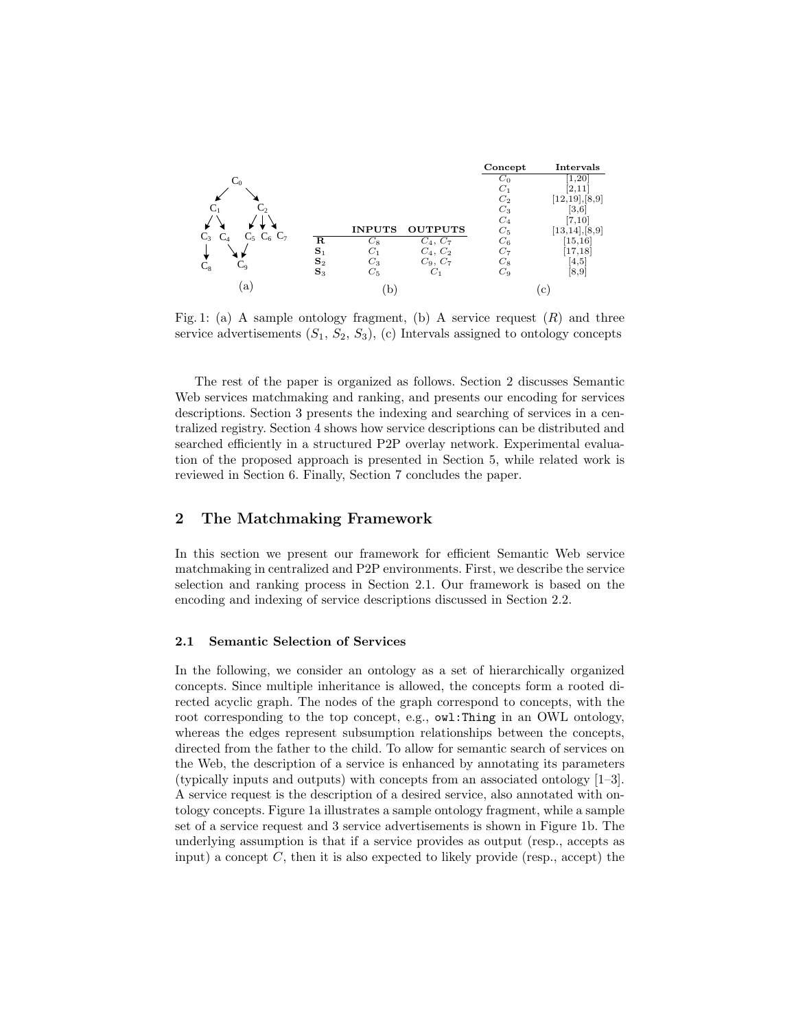| | INPUTS | OUTPUTS |
|---|---|---|
| **R** | $C_8$ | $C_4$, $C_7$ |
| **$S_1$** | $C_1$ | $C_4$, $C_2$ |
| **$S_2$** | $C_3$ | $C_9$, $C_7$ |
| **$S_3$** | $C_5$ | $C_1$ |

| Concept | Intervals |
|---|---|
| $C_0$ | [1,20] |
| $C_1$ | [2,11] |
| $C_2$ | [12,19],[8,9] |
| $C_3$ | [3,6] |
| $C_4$ | [7,10] |
| $C_5$ | [13,14],[8,9] |
| $C_6$ | [15,16] |
| $C_7$ | [17,18] |
| $C_8$ | [4,5] |
| $C_9$ | [8,9] |

Fig. 1: (a) A sample ontology fragment, (b) A service request ($R$) and three service advertisements ($S_1$, $S_2$, $S_3$), (c) Intervals assigned to ontology concepts

The rest of the paper is organized as follows. Section 2 discusses Semantic Web services matchmaking and ranking, and presents our encoding for services descriptions. Section 3 presents the indexing and searching of services in a centralized registry. Section 4 shows how service descriptions can be distributed and searched efficiently in a structured P2P overlay network. Experimental evaluation of the proposed approach is presented in Section 5, while related work is reviewed in Section 6. Finally, Section 7 concludes the paper.

## 2 The Matchmaking Framework

In this section we present our framework for efficient Semantic Web service matchmaking in centralized and P2P environments. First, we describe the service selection and ranking process in Section 2.1. Our framework is based on the encoding and indexing of service descriptions discussed in Section 2.2.

### 2.1 Semantic Selection of Services

In the following, we consider an ontology as a set of hierarchically organized concepts. Since multiple inheritance is allowed, the concepts form a rooted directed acyclic graph. The nodes of the graph correspond to concepts, with the root corresponding to the top concept, e.g., `owl:Thing` in an OWL ontology, whereas the edges represent subsumption relationships between the concepts, directed from the father to the child. To allow for semantic search of services on the Web, the description of a service is enhanced by annotating its parameters (typically inputs and outputs) with concepts from an associated ontology [1–3]. A service request is the description of a desired service, also annotated with ontology concepts. Figure 1a illustrates a sample ontology fragment, while a sample set of a service request and 3 service advertisements is shown in Figure 1b. The underlying assumption is that if a service provides as output (resp., accepts as input) a concept $C$, then it is also expected to likely provide (resp., accept) the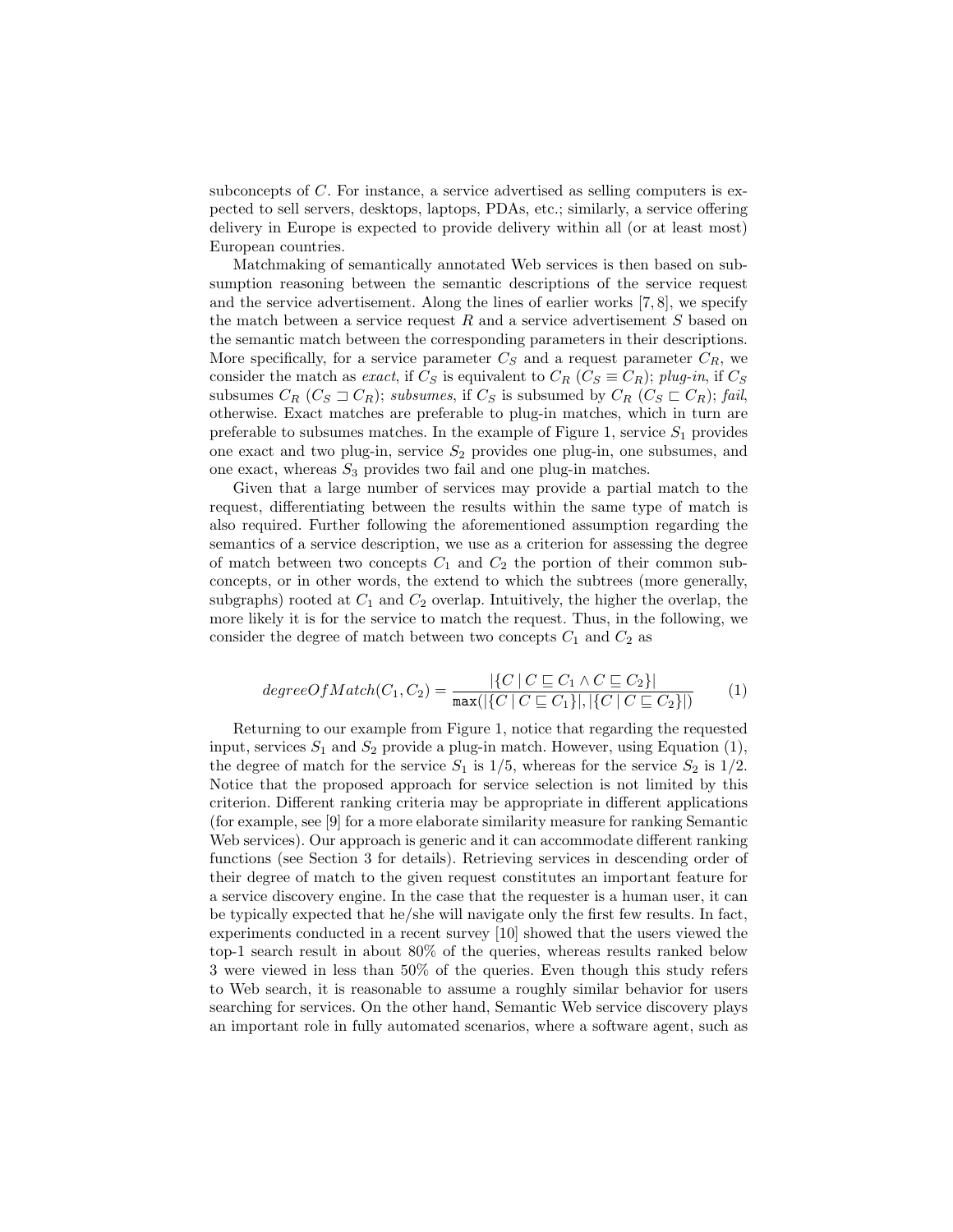subconcepts of $C$. For instance, a service advertised as selling computers is expected to sell servers, desktops, laptops, PDAs, etc.; similarly, a service offering delivery in Europe is expected to provide delivery within all (or at least most) European countries.

Matchmaking of semantically annotated Web services is then based on subsumption reasoning between the semantic descriptions of the service request and the service advertisement. Along the lines of earlier works [7, 8], we specify the match between a service request $R$ and a service advertisement $S$ based on the semantic match between the corresponding parameters in their descriptions. More specifically, for a service parameter $C_S$ and a request parameter $C_R$, we consider the match as *exact*, if $C_S$ is equivalent to $C_R$ ($C_S \equiv C_R$); *plug-in*, if $C_S$ subsumes $C_R$ ($C_S \sqsupset C_R$); *subsumes*, if $C_S$ is subsumed by $C_R$ ($C_S \sqsubset C_R$); *fail*, otherwise. Exact matches are preferable to plug-in matches, which in turn are preferable to subsumes matches. In the example of Figure 1, service $S_1$ provides one exact and two plug-in, service $S_2$ provides one plug-in, one subsumes, and one exact, whereas $S_3$ provides two fail and one plug-in matches.

Given that a large number of services may provide a partial match to the request, differentiating between the results within the same type of match is also required. Further following the aforementioned assumption regarding the semantics of a service description, we use as a criterion for assessing the degree of match between two concepts $C_1$ and $C_2$ the portion of their common subconcepts, or in other words, the extend to which the subtrees (more generally, subgraphs) rooted at $C_1$ and $C_2$ overlap. Intuitively, the higher the overlap, the more likely it is for the service to match the request. Thus, in the following, we consider the degree of match between two concepts $C_1$ and $C_2$ as

$$degreeOfMatch(C_1, C_2) = \frac{|\{C \mid C \sqsubseteq C_1 \wedge C \sqsubseteq C_2\}|}{\mathtt{max}(|\{C \mid C \sqsubseteq C_1\}|, |\{C \mid C \sqsubseteq C_2\}|)} \qquad (1)$$

Returning to our example from Figure 1, notice that regarding the requested input, services $S_1$ and $S_2$ provide a plug-in match. However, using Equation (1), the degree of match for the service $S_1$ is 1/5, whereas for the service $S_2$ is 1/2. Notice that the proposed approach for service selection is not limited by this criterion. Different ranking criteria may be appropriate in different applications (for example, see [9] for a more elaborate similarity measure for ranking Semantic Web services). Our approach is generic and it can accommodate different ranking functions (see Section 3 for details). Retrieving services in descending order of their degree of match to the given request constitutes an important feature for a service discovery engine. In the case that the requester is a human user, it can be typically expected that he/she will navigate only the first few results. In fact, experiments conducted in a recent survey [10] showed that the users viewed the top-1 search result in about 80% of the queries, whereas results ranked below 3 were viewed in less than 50% of the queries. Even though this study refers to Web search, it is reasonable to assume a roughly similar behavior for users searching for services. On the other hand, Semantic Web service discovery plays an important role in fully automated scenarios, where a software agent, such as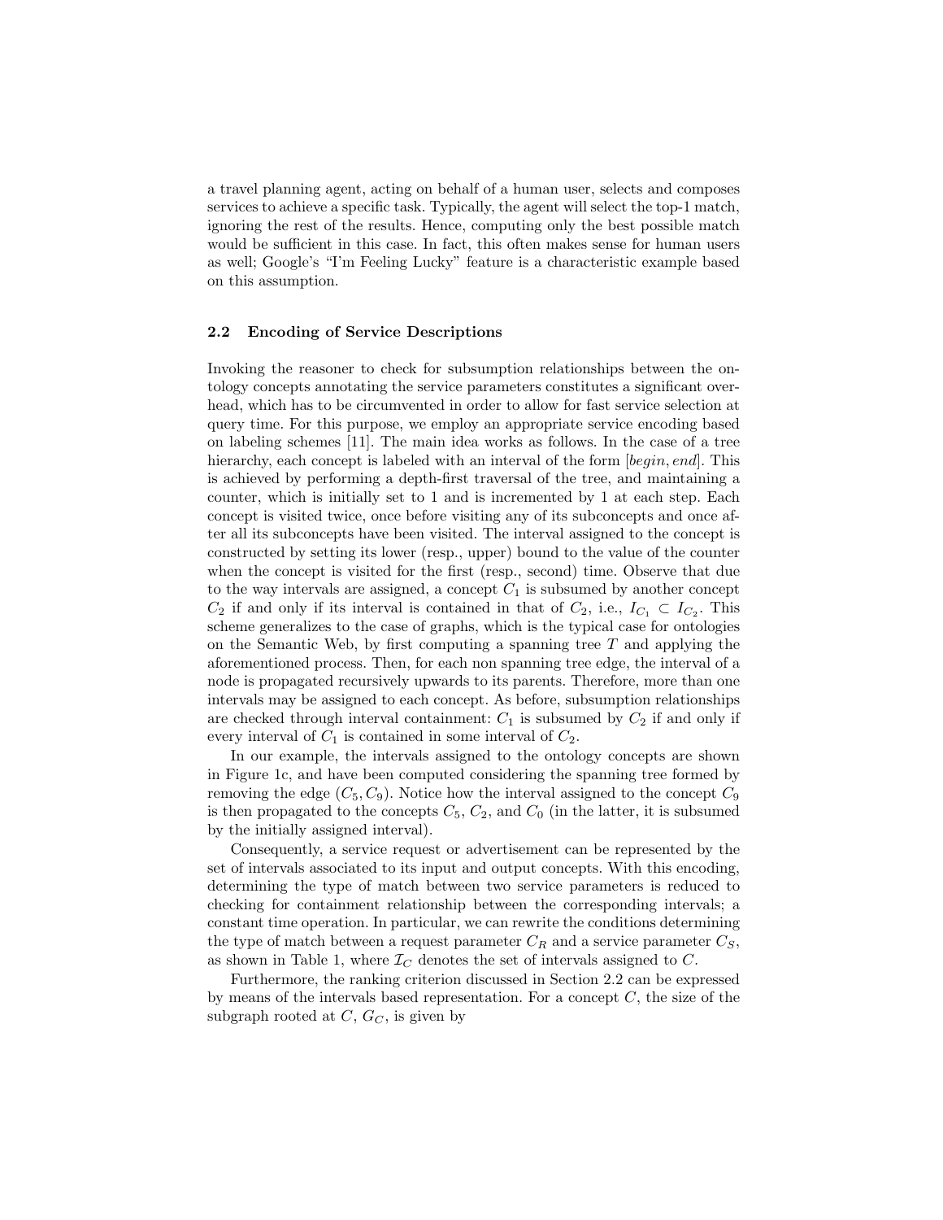a travel planning agent, acting on behalf of a human user, selects and composes services to achieve a specific task. Typically, the agent will select the top-1 match, ignoring the rest of the results. Hence, computing only the best possible match would be sufficient in this case. In fact, this often makes sense for human users as well; Google's "I'm Feeling Lucky" feature is a characteristic example based on this assumption.

### 2.2 Encoding of Service Descriptions

Invoking the reasoner to check for subsumption relationships between the ontology concepts annotating the service parameters constitutes a significant overhead, which has to be circumvented in order to allow for fast service selection at query time. For this purpose, we employ an appropriate service encoding based on labeling schemes [11]. The main idea works as follows. In the case of a tree hierarchy, each concept is labeled with an interval of the form $[begin, end]$. This is achieved by performing a depth-first traversal of the tree, and maintaining a counter, which is initially set to 1 and is incremented by 1 at each step. Each concept is visited twice, once before visiting any of its subconcepts and once after all its subconcepts have been visited. The interval assigned to the concept is constructed by setting its lower (resp., upper) bound to the value of the counter when the concept is visited for the first (resp., second) time. Observe that due to the way intervals are assigned, a concept $C_1$ is subsumed by another concept $C_2$ if and only if its interval is contained in that of $C_2$, i.e., $I_{C_1} \subset I_{C_2}$. This scheme generalizes to the case of graphs, which is the typical case for ontologies on the Semantic Web, by first computing a spanning tree $T$ and applying the aforementioned process. Then, for each non spanning tree edge, the interval of a node is propagated recursively upwards to its parents. Therefore, more than one intervals may be assigned to each concept. As before, subsumption relationships are checked through interval containment: $C_1$ is subsumed by $C_2$ if and only if every interval of $C_1$ is contained in some interval of $C_2$.

In our example, the intervals assigned to the ontology concepts are shown in Figure 1c, and have been computed considering the spanning tree formed by removing the edge $(C_5, C_9)$. Notice how the interval assigned to the concept $C_9$ is then propagated to the concepts $C_5$, $C_2$, and $C_0$ (in the latter, it is subsumed by the initially assigned interval).

Consequently, a service request or advertisement can be represented by the set of intervals associated to its input and output concepts. With this encoding, determining the type of match between two service parameters is reduced to checking for containment relationship between the corresponding intervals; a constant time operation. In particular, we can rewrite the conditions determining the type of match between a request parameter $C_R$ and a service parameter $C_S$, as shown in Table 1, where $\mathcal{I}_C$ denotes the set of intervals assigned to $C$.

Furthermore, the ranking criterion discussed in Section 2.2 can be expressed by means of the intervals based representation. For a concept $C$, the size of the subgraph rooted at $C$, $G_C$, is given by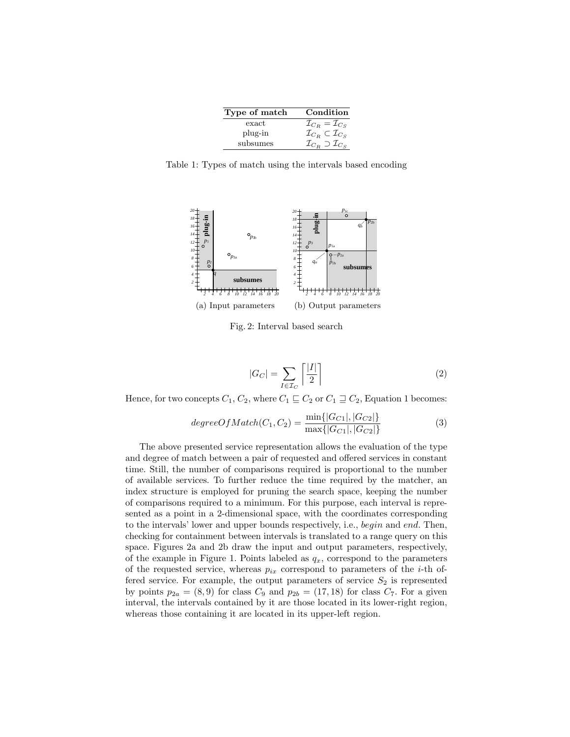| Type of match | Condition |
| --- | --- |
| exact | $\mathcal{I}_{C_R} = \mathcal{I}_{C_S}$ |
| plug-in | $\mathcal{I}_{C_R} \subset \mathcal{I}_{C_S}$ |
| subsumes | $\mathcal{I}_{C_R} \supset \mathcal{I}_{C_S}$ |

Table 1: Types of match using the intervals based encoding

(a) Input parameters (b) Output parameters

Fig. 2: Interval based search

$$|G_C| = \sum_{I \in \mathcal{I}_C} \left\lceil \frac{|I|}{2} \right\rceil \tag{2}$$

Hence, for two concepts $C_1, C_2$, where $C_1 \sqsubseteq C_2$ or $C_1 \sqsupseteq C_2$, Equation 1 becomes:

$$degreeOfMatch(C_1, C_2) = \frac{\min\{|G_{C1}|, |G_{C2}|\}}{\max\{|G_{C1}|, |G_{C2}|\}} \tag{3}$$

The above presented service representation allows the evaluation of the type and degree of match between a pair of requested and offered services in constant time. Still, the number of comparisons required is proportional to the number of available services. To further reduce the time required by the matcher, an index structure is employed for pruning the search space, keeping the number of comparisons required to a minimum. For this purpose, each interval is represented as a point in a 2-dimensional space, with the coordinates corresponding to the intervals' lower and upper bounds respectively, i.e., *begin* and *end*. Then, checking for containment between intervals is translated to a range query on this space. Figures 2a and 2b draw the input and output parameters, respectively, of the example in Figure 1. Points labeled as $q_x$, correspond to the parameters of the requested service, whereas $p_{ix}$ correspond to parameters of the $i$-th offered service. For example, the output parameters of service $S_2$ is represented by points $p_{2a} = (8, 9)$ for class $C_9$ and $p_{2b} = (17, 18)$ for class $C_7$. For a given interval, the intervals contained by it are those located in its lower-right region, whereas those containing it are located in its upper-left region.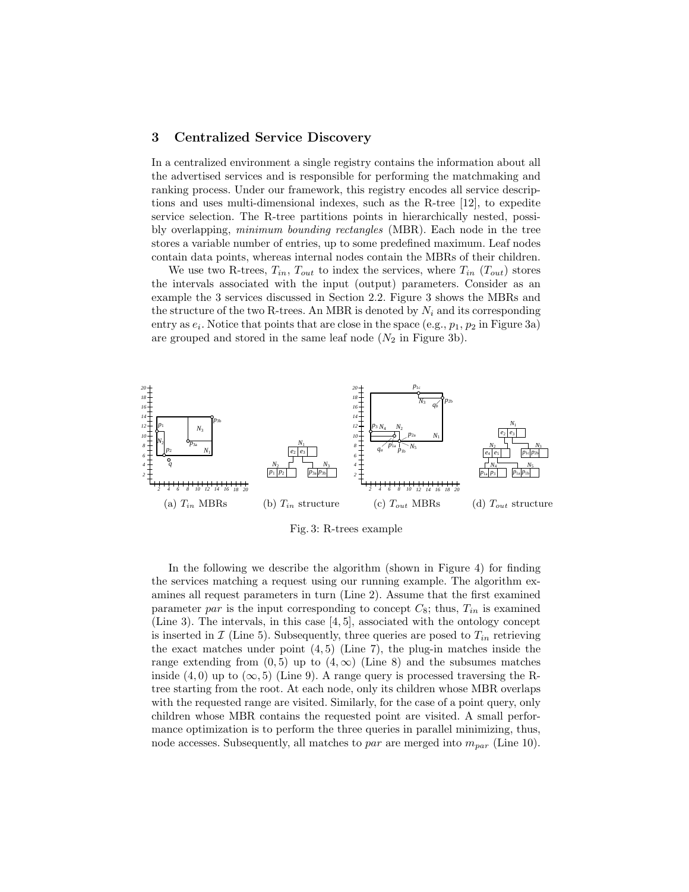## 3 Centralized Service Discovery

In a centralized environment a single registry contains the information about all the advertised services and is responsible for performing the matchmaking and ranking process. Under our framework, this registry encodes all service descriptions and uses multi-dimensional indexes, such as the R-tree [12], to expedite service selection. The R-tree partitions points in hierarchically nested, possibly overlapping, *minimum bounding rectangles* (MBR). Each node in the tree stores a variable number of entries, up to some predefined maximum. Leaf nodes contain data points, whereas internal nodes contain the MBRs of their children.

We use two R-trees, $T_{in}$, $T_{out}$ to index the services, where $T_{in}$ ($T_{out}$) stores the intervals associated with the input (output) parameters. Consider as an example the 3 services discussed in Section 2.2. Figure 3 shows the MBRs and the structure of the two R-trees. An MBR is denoted by $N_i$ and its corresponding entry as $e_i$. Notice that points that are close in the space (e.g., $p_1$, $p_2$ in Figure 3a) are grouped and stored in the same leaf node ($N_2$ in Figure 3b).

(a) $T_{in}$ MBRs (b) $T_{in}$ structure (c) $T_{out}$ MBRs (d) $T_{out}$ structure

Fig. 3: R-trees example

In the following we describe the algorithm (shown in Figure 4) for finding the services matching a request using our running example. The algorithm examines all request parameters in turn (Line 2). Assume that the first examined parameter *par* is the input corresponding to concept $C_8$; thus, $T_{in}$ is examined (Line 3). The intervals, in this case $[4, 5]$, associated with the ontology concept is inserted in $\mathcal{I}$ (Line 5). Subsequently, three queries are posed to $T_{in}$ retrieving the exact matches under point $(4, 5)$ (Line 7), the plug-in matches inside the range extending from $(0, 5)$ up to $(4, \infty)$ (Line 8) and the subsumes matches inside $(4, 0)$ up to $(\infty, 5)$ (Line 9). A range query is processed traversing the R-tree starting from the root. At each node, only its children whose MBR overlaps with the requested range are visited. Similarly, for the case of a point query, only children whose MBR contains the requested point are visited. A small performance optimization is to perform the three queries in parallel minimizing, thus, node accesses. Subsequently, all matches to *par* are merged into $m_{par}$ (Line 10).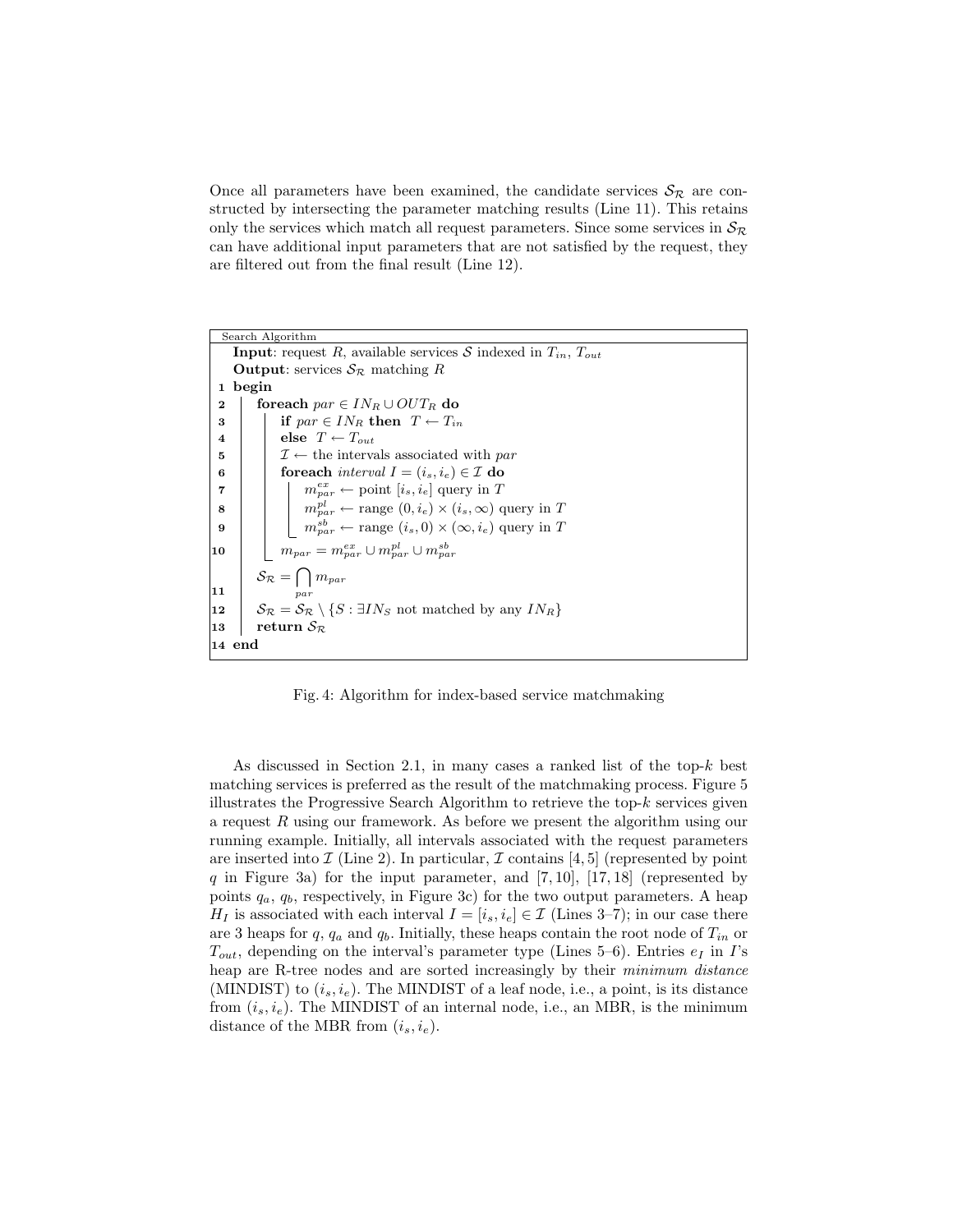Once all parameters have been examined, the candidate services $\mathcal{S}_\mathcal{R}$ are constructed by intersecting the parameter matching results (Line 11). This retains only the services which match all request parameters. Since some services in $\mathcal{S}_\mathcal{R}$ can have additional input parameters that are not satisfied by the request, they are filtered out from the final result (Line 12).

```
Search Algorithm
   Input: request R, available services S indexed in T_in, T_out
   Output: services S_R matching R
 1 begin
 2   foreach par ∈ IN_R ∪ OUT_R do
 3     if par ∈ IN_R then T ← T_in
 4     else T ← T_out
 5     I ← the intervals associated with par
 6     foreach interval I = (i_s, i_e) ∈ I do
 7       m^ex_par ← point [i_s, i_e] query in T
 8       m^pl_par ← range (0, i_e) × (i_s, ∞) query in T
 9       m^sb_par ← range (i_s, 0) × (∞, i_e) query in T
10     m_par = m^ex_par ∪ m^pl_par ∪ m^sb_par
11   S_R = ⋂_par m_par
12   S_R = S_R \ {S : ∃IN_S not matched by any IN_R}
13   return S_R
14 end
```

Fig. 4: Algorithm for index-based service matchmaking

As discussed in Section 2.1, in many cases a ranked list of the top-$k$ best matching services is preferred as the result of the matchmaking process. Figure 5 illustrates the Progressive Search Algorithm to retrieve the top-$k$ services given a request $R$ using our framework. As before we present the algorithm using our running example. Initially, all intervals associated with the request parameters are inserted into $\mathcal{I}$ (Line 2). In particular, $\mathcal{I}$ contains $[4, 5]$ (represented by point $q$ in Figure 3a) for the input parameter, and $[7, 10]$, $[17, 18]$ (represented by points $q_a$, $q_b$, respectively, in Figure 3c) for the two output parameters. A heap $H_I$ is associated with each interval $I = [i_s, i_e] \in \mathcal{I}$ (Lines 3–7); in our case there are 3 heaps for $q$, $q_a$ and $q_b$. Initially, these heaps contain the root node of $T_{in}$ or $T_{out}$, depending on the interval's parameter type (Lines 5–6). Entries $e_I$ in $I$'s heap are R-tree nodes and are sorted increasingly by their *minimum distance* (MINDIST) to $(i_s, i_e)$. The MINDIST of a leaf node, i.e., a point, is its distance from $(i_s, i_e)$. The MINDIST of an internal node, i.e., an MBR, is the minimum distance of the MBR from $(i_s, i_e)$.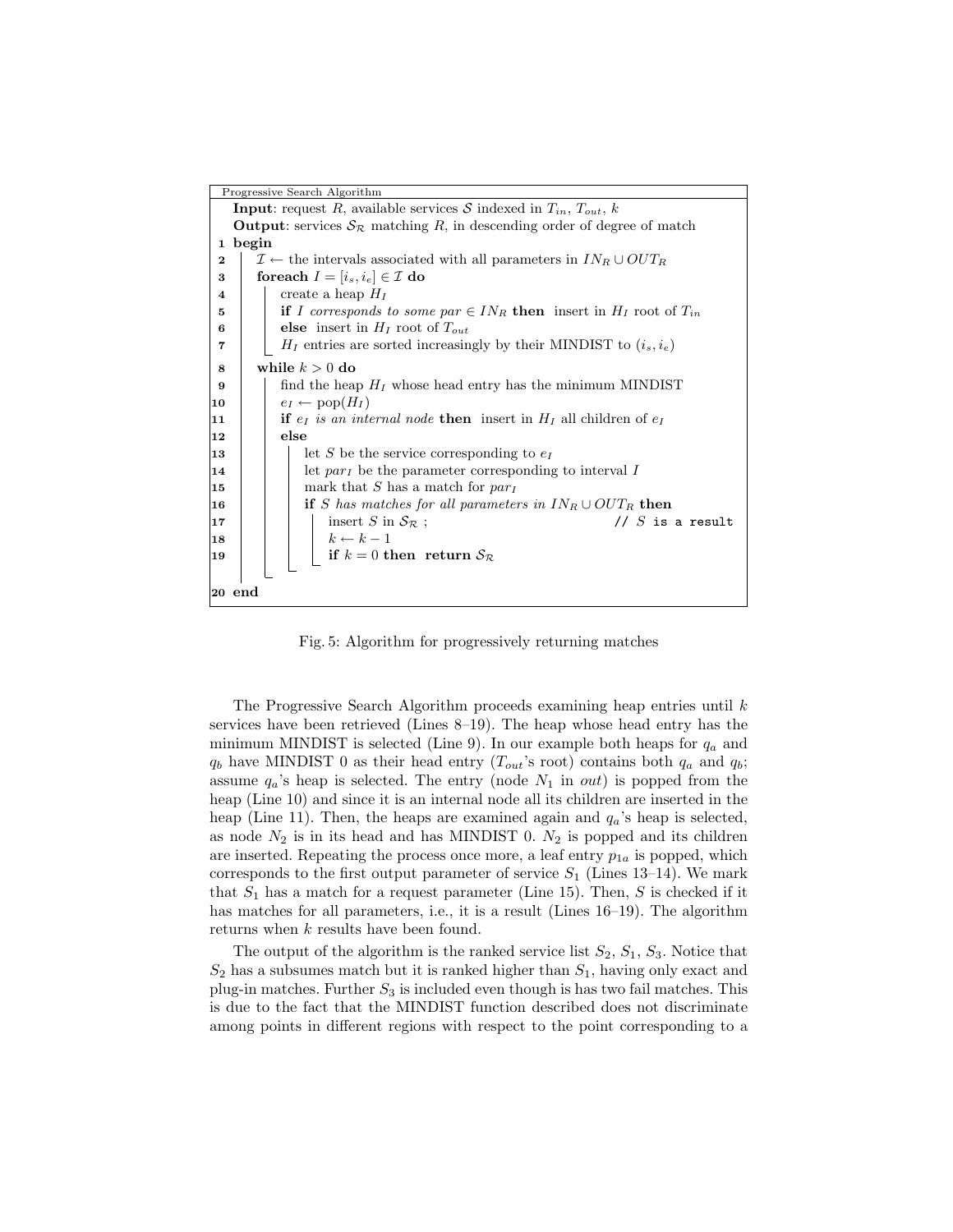```
Progressive Search Algorithm
Input: request R, available services S indexed in T_in, T_out, k
Output: services S_R matching R, in descending order of degree of match
 1 begin
 2     I ← the intervals associated with all parameters in IN_R ∪ OUT_R
 3     foreach I = [i_s, i_e] ∈ I do
 4         create a heap H_I
 5         if I corresponds to some par ∈ IN_R then insert in H_I root of T_in
 6         else insert in H_I root of T_out
 7         H_I entries are sorted increasingly by their MINDIST to (i_s, i_e)
 8     while k > 0 do
 9         find the heap H_I whose head entry has the minimum MINDIST
10         e_I ← pop(H_I)
11         if e_I is an internal node then insert in H_I all children of e_I
12         else
13             let S be the service corresponding to e_I
14             let par_I be the parameter corresponding to interval I
15             mark that S has a match for par_I
16             if S has matches for all parameters in IN_R ∪ OUT_R then
17                 insert S in S_R ;                          // S is a result
18                 k ← k − 1
19                 if k = 0 then return S_R
20 end
```

Fig. 5: Algorithm for progressively returning matches

The Progressive Search Algorithm proceeds examining heap entries until $k$ services have been retrieved (Lines 8–19). The heap whose head entry has the minimum MINDIST is selected (Line 9). In our example both heaps for $q_a$ and $q_b$ have MINDIST 0 as their head entry ($T_{out}$'s root) contains both $q_a$ and $q_b$; assume $q_a$'s heap is selected. The entry (node $N_1$ in *out*) is popped from the heap (Line 10) and since it is an internal node all its children are inserted in the heap (Line 11). Then, the heaps are examined again and $q_a$'s heap is selected, as node $N_2$ is in its head and has MINDIST 0. $N_2$ is popped and its children are inserted. Repeating the process once more, a leaf entry $p_{1a}$ is popped, which corresponds to the first output parameter of service $S_1$ (Lines 13–14). We mark that $S_1$ has a match for a request parameter (Line 15). Then, $S$ is checked if it has matches for all parameters, i.e., it is a result (Lines 16–19). The algorithm returns when $k$ results have been found.

The output of the algorithm is the ranked service list $S_2$, $S_1$, $S_3$. Notice that $S_2$ has a subsumes match but it is ranked higher than $S_1$, having only exact and plug-in matches. Further $S_3$ is included even though is has two fail matches. This is due to the fact that the MINDIST function described does not discriminate among points in different regions with respect to the point corresponding to a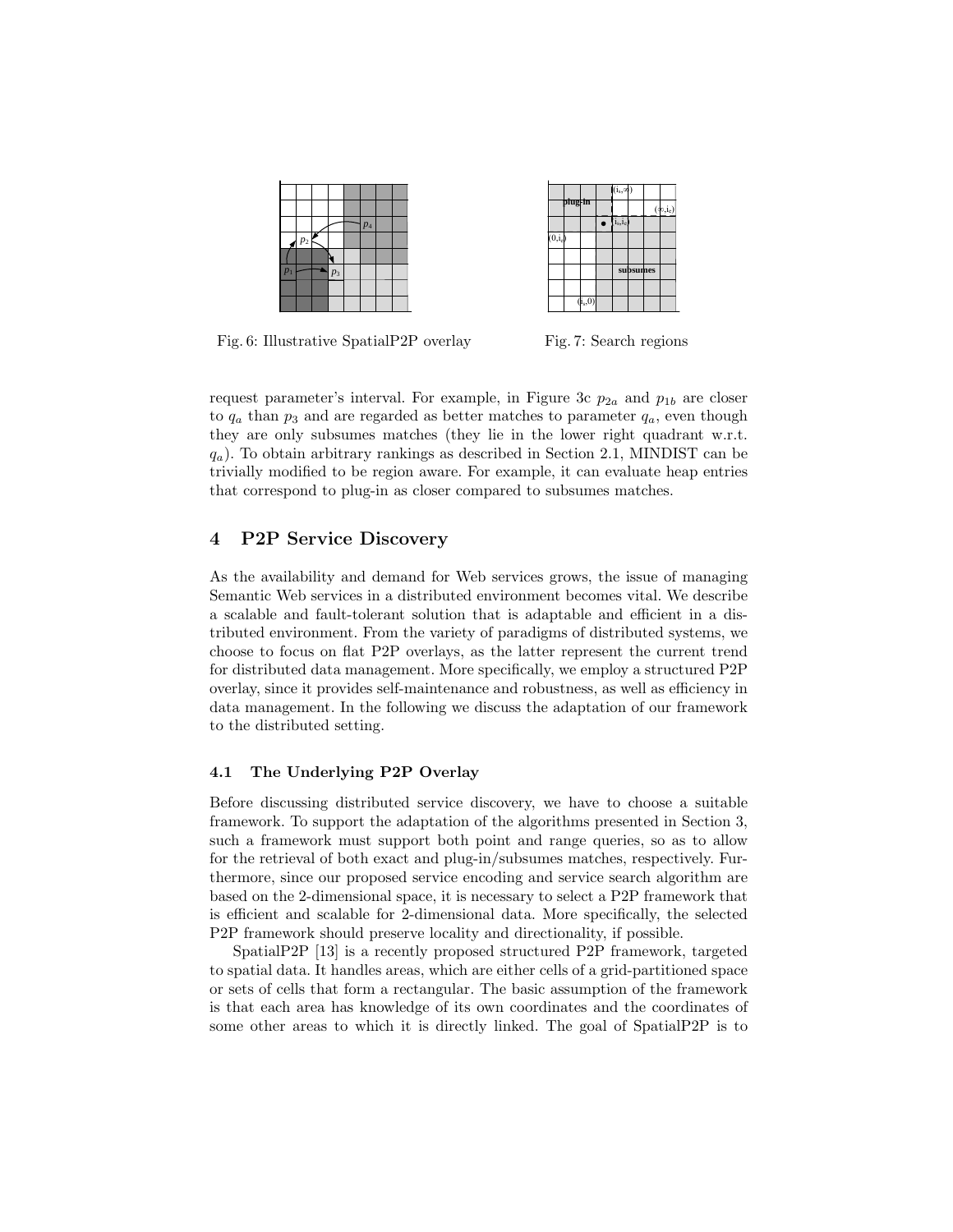Fig. 6: Illustrative SpatialP2P overlay

Fig. 7: Search regions

request parameter's interval. For example, in Figure 3c $p_{2a}$ and $p_{1b}$ are closer to $q_a$ than $p_3$ and are regarded as better matches to parameter $q_a$, even though they are only subsumes matches (they lie in the lower right quadrant w.r.t. $q_a$). To obtain arbitrary rankings as described in Section 2.1, MINDIST can be trivially modified to be region aware. For example, it can evaluate heap entries that correspond to plug-in as closer compared to subsumes matches.

## 4 P2P Service Discovery

As the availability and demand for Web services grows, the issue of managing Semantic Web services in a distributed environment becomes vital. We describe a scalable and fault-tolerant solution that is adaptable and efficient in a distributed environment. From the variety of paradigms of distributed systems, we choose to focus on flat P2P overlays, as the latter represent the current trend for distributed data management. More specifically, we employ a structured P2P overlay, since it provides self-maintenance and robustness, as well as efficiency in data management. In the following we discuss the adaptation of our framework to the distributed setting.

### 4.1 The Underlying P2P Overlay

Before discussing distributed service discovery, we have to choose a suitable framework. To support the adaptation of the algorithms presented in Section 3, such a framework must support both point and range queries, so as to allow for the retrieval of both exact and plug-in/subsumes matches, respectively. Furthermore, since our proposed service encoding and service search algorithm are based on the 2-dimensional space, it is necessary to select a P2P framework that is efficient and scalable for 2-dimensional data. More specifically, the selected P2P framework should preserve locality and directionality, if possible.

SpatialP2P [13] is a recently proposed structured P2P framework, targeted to spatial data. It handles areas, which are either cells of a grid-partitioned space or sets of cells that form a rectangular. The basic assumption of the framework is that each area has knowledge of its own coordinates and the coordinates of some other areas to which it is directly linked. The goal of SpatialP2P is to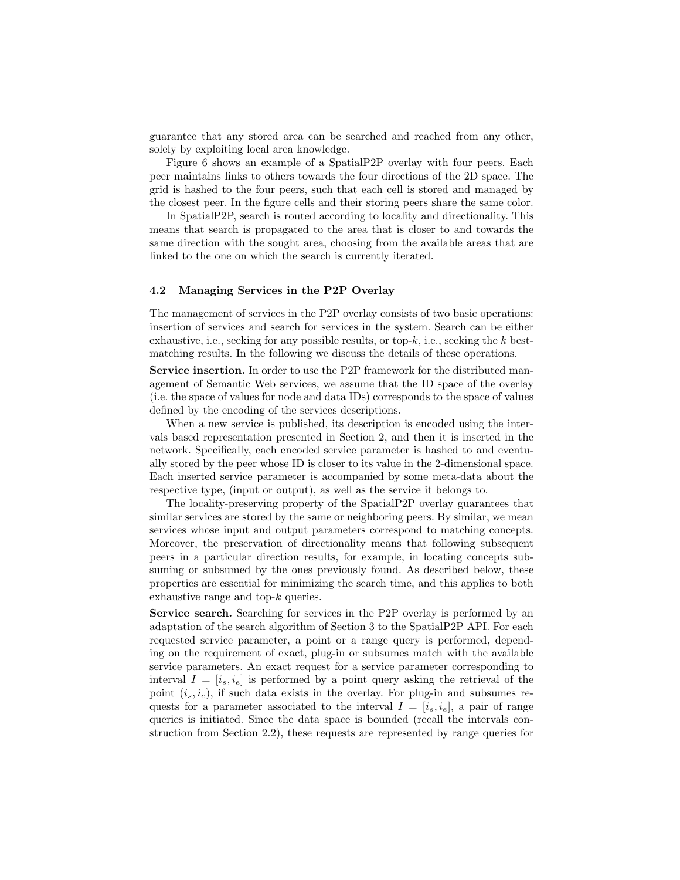guarantee that any stored area can be searched and reached from any other, solely by exploiting local area knowledge.

Figure 6 shows an example of a SpatialP2P overlay with four peers. Each peer maintains links to others towards the four directions of the 2D space. The grid is hashed to the four peers, such that each cell is stored and managed by the closest peer. In the figure cells and their storing peers share the same color.

In SpatialP2P, search is routed according to locality and directionality. This means that search is propagated to the area that is closer to and towards the same direction with the sought area, choosing from the available areas that are linked to the one on which the search is currently iterated.

### 4.2 Managing Services in the P2P Overlay

The management of services in the P2P overlay consists of two basic operations: insertion of services and search for services in the system. Search can be either exhaustive, i.e., seeking for any possible results, or top-$k$, i.e., seeking the $k$ best-matching results. In the following we discuss the details of these operations.

**Service insertion.** In order to use the P2P framework for the distributed management of Semantic Web services, we assume that the ID space of the overlay (i.e. the space of values for node and data IDs) corresponds to the space of values defined by the encoding of the services descriptions.

When a new service is published, its description is encoded using the intervals based representation presented in Section 2, and then it is inserted in the network. Specifically, each encoded service parameter is hashed to and eventually stored by the peer whose ID is closer to its value in the 2-dimensional space. Each inserted service parameter is accompanied by some meta-data about the respective type, (input or output), as well as the service it belongs to.

The locality-preserving property of the SpatialP2P overlay guarantees that similar services are stored by the same or neighboring peers. By similar, we mean services whose input and output parameters correspond to matching concepts. Moreover, the preservation of directionality means that following subsequent peers in a particular direction results, for example, in locating concepts subsuming or subsumed by the ones previously found. As described below, these properties are essential for minimizing the search time, and this applies to both exhaustive range and top-$k$ queries.

**Service search.** Searching for services in the P2P overlay is performed by an adaptation of the search algorithm of Section 3 to the SpatialP2P API. For each requested service parameter, a point or a range query is performed, depending on the requirement of exact, plug-in or subsumes match with the available service parameters. An exact request for a service parameter corresponding to interval $I = [i_s, i_e]$ is performed by a point query asking the retrieval of the point $(i_s, i_e)$, if such data exists in the overlay. For plug-in and subsumes requests for a parameter associated to the interval $I = [i_s, i_e]$, a pair of range queries is initiated. Since the data space is bounded (recall the intervals construction from Section 2.2), these requests are represented by range queries for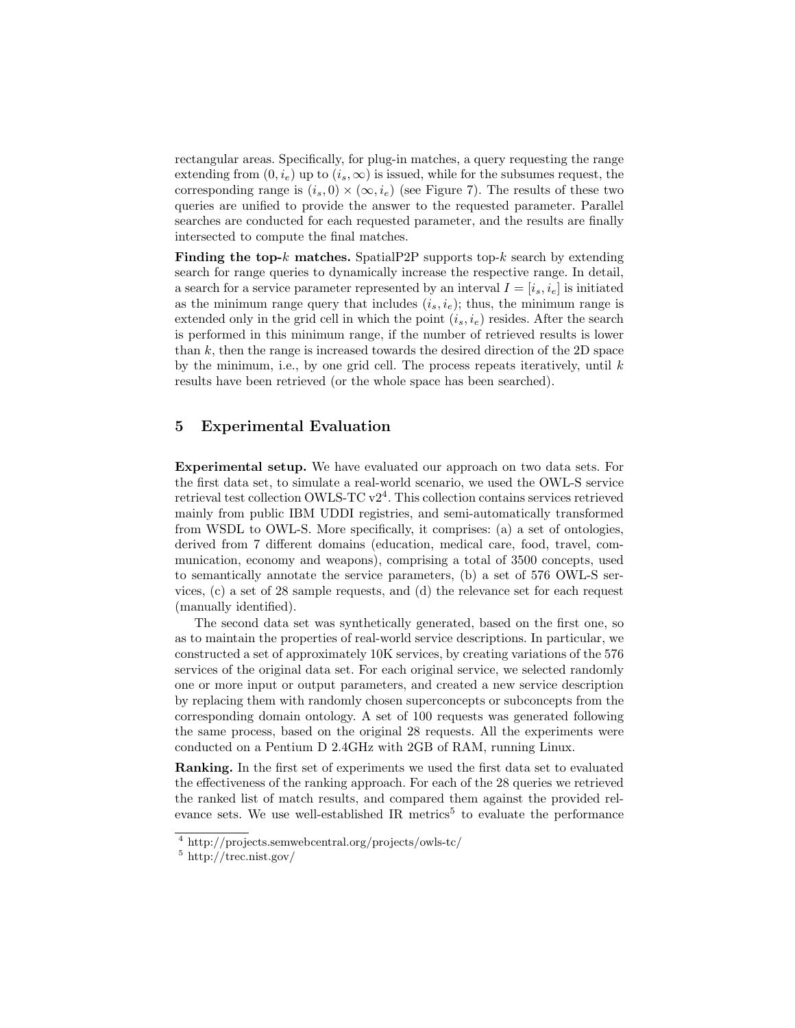rectangular areas. Specifically, for plug-in matches, a query requesting the range extending from $(0, i_e)$ up to $(i_s, \infty)$ is issued, while for the subsumes request, the corresponding range is $(i_s, 0) \times (\infty, i_e)$ (see Figure 7). The results of these two queries are unified to provide the answer to the requested parameter. Parallel searches are conducted for each requested parameter, and the results are finally intersected to compute the final matches.

**Finding the top-$k$ matches.** SpatialP2P supports top-$k$ search by extending search for range queries to dynamically increase the respective range. In detail, a search for a service parameter represented by an interval $I = [i_s, i_e]$ is initiated as the minimum range query that includes $(i_s, i_e)$; thus, the minimum range is extended only in the grid cell in which the point $(i_s, i_e)$ resides. After the search is performed in this minimum range, if the number of retrieved results is lower than $k$, then the range is increased towards the desired direction of the 2D space by the minimum, i.e., by one grid cell. The process repeats iteratively, until $k$ results have been retrieved (or the whole space has been searched).

## 5 Experimental Evaluation

**Experimental setup.** We have evaluated our approach on two data sets. For the first data set, to simulate a real-world scenario, we used the OWL-S service retrieval test collection OWLS-TC v2[4]. This collection contains services retrieved mainly from public IBM UDDI registries, and semi-automatically transformed from WSDL to OWL-S. More specifically, it comprises: (a) a set of ontologies, derived from 7 different domains (education, medical care, food, travel, communication, economy and weapons), comprising a total of 3500 concepts, used to semantically annotate the service parameters, (b) a set of 576 OWL-S services, (c) a set of 28 sample requests, and (d) the relevance set for each request (manually identified).

The second data set was synthetically generated, based on the first one, so as to maintain the properties of real-world service descriptions. In particular, we constructed a set of approximately 10K services, by creating variations of the 576 services of the original data set. For each original service, we selected randomly one or more input or output parameters, and created a new service description by replacing them with randomly chosen superconcepts or subconcepts from the corresponding domain ontology. A set of 100 requests was generated following the same process, based on the original 28 requests. All the experiments were conducted on a Pentium D 2.4GHz with 2GB of RAM, running Linux.

**Ranking.** In the first set of experiments we used the first data set to evaluated the effectiveness of the ranking approach. For each of the 28 queries we retrieved the ranked list of match results, and compared them against the provided relevance sets. We use well-established IR metrics[5] to evaluate the performance

[4] http://projects.semwebcentral.org/projects/owls-tc/

[5] http://trec.nist.gov/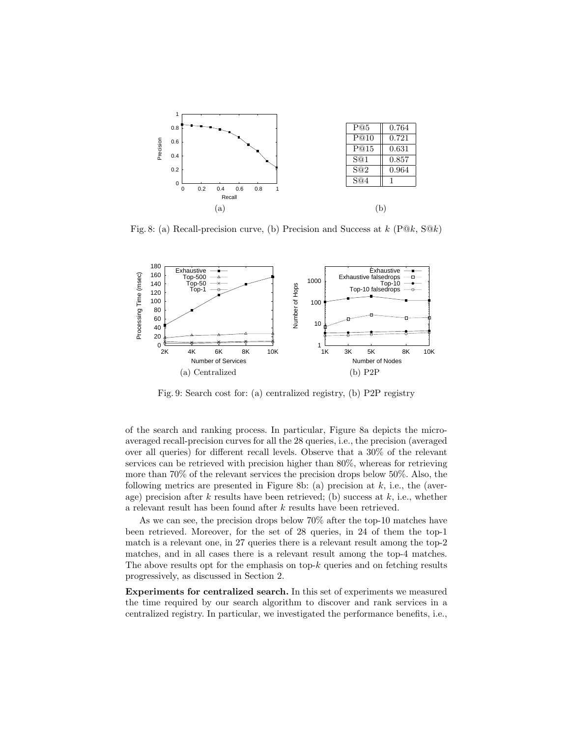| P@5 | 0.764 |
|---|---|
| P@10 | 0.721 |
| P@15 | 0.631 |
| S@1 | 0.857 |
| S@2 | 0.964 |
| S@4 | 1 |

Fig. 8: (a) Recall-precision curve, (b) Precision and Success at $k$ (P@$k$, S@$k$)

Fig. 9: Search cost for: (a) centralized registry, (b) P2P registry

of the search and ranking process. In particular, Figure 8a depicts the micro-averaged recall-precision curves for all the 28 queries, i.e., the precision (averaged over all queries) for different recall levels. Observe that a 30% of the relevant services can be retrieved with precision higher than 80%, whereas for retrieving more than 70% of the relevant services the precision drops below 50%. Also, the following metrics are presented in Figure 8b: (a) precision at $k$, i.e., the (average) precision after $k$ results have been retrieved; (b) success at $k$, i.e., whether a relevant result has been found after $k$ results have been retrieved.

As we can see, the precision drops below 70% after the top-10 matches have been retrieved. Moreover, for the set of 28 queries, in 24 of them the top-1 match is a relevant one, in 27 queries there is a relevant result among the top-2 matches, and in all cases there is a relevant result among the top-4 matches. The above results opt for the emphasis on top-$k$ queries and on fetching results progressively, as discussed in Section 2.

**Experiments for centralized search.** In this set of experiments we measured the time required by our search algorithm to discover and rank services in a centralized registry. In particular, we investigated the performance benefits, i.e.,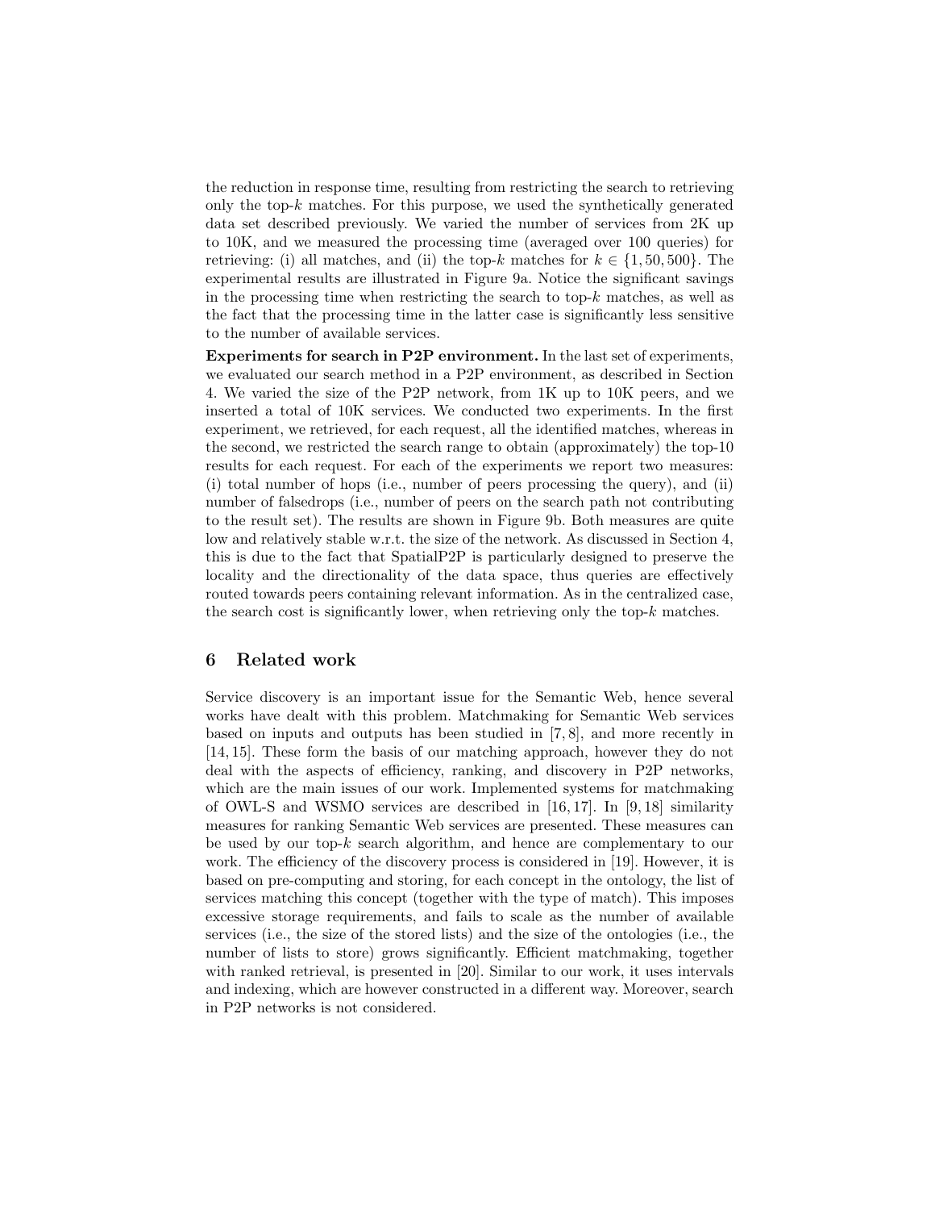the reduction in response time, resulting from restricting the search to retrieving only the top-$k$ matches. For this purpose, we used the synthetically generated data set described previously. We varied the number of services from 2K up to 10K, and we measured the processing time (averaged over 100 queries) for retrieving: (i) all matches, and (ii) the top-$k$ matches for $k \in \{1, 50, 500\}$. The experimental results are illustrated in Figure 9a. Notice the significant savings in the processing time when restricting the search to top-$k$ matches, as well as the fact that the processing time in the latter case is significantly less sensitive to the number of available services.

**Experiments for search in P2P environment.** In the last set of experiments, we evaluated our search method in a P2P environment, as described in Section 4. We varied the size of the P2P network, from 1K up to 10K peers, and we inserted a total of 10K services. We conducted two experiments. In the first experiment, we retrieved, for each request, all the identified matches, whereas in the second, we restricted the search range to obtain (approximately) the top-10 results for each request. For each of the experiments we report two measures: (i) total number of hops (i.e., number of peers processing the query), and (ii) number of falsedrops (i.e., number of peers on the search path not contributing to the result set). The results are shown in Figure 9b. Both measures are quite low and relatively stable w.r.t. the size of the network. As discussed in Section 4, this is due to the fact that SpatialP2P is particularly designed to preserve the locality and the directionality of the data space, thus queries are effectively routed towards peers containing relevant information. As in the centralized case, the search cost is significantly lower, when retrieving only the top-$k$ matches.

## 6 Related work

Service discovery is an important issue for the Semantic Web, hence several works have dealt with this problem. Matchmaking for Semantic Web services based on inputs and outputs has been studied in [7, 8], and more recently in [14, 15]. These form the basis of our matching approach, however they do not deal with the aspects of efficiency, ranking, and discovery in P2P networks, which are the main issues of our work. Implemented systems for matchmaking of OWL-S and WSMO services are described in [16, 17]. In [9, 18] similarity measures for ranking Semantic Web services are presented. These measures can be used by our top-$k$ search algorithm, and hence are complementary to our work. The efficiency of the discovery process is considered in [19]. However, it is based on pre-computing and storing, for each concept in the ontology, the list of services matching this concept (together with the type of match). This imposes excessive storage requirements, and fails to scale as the number of available services (i.e., the size of the stored lists) and the size of the ontologies (i.e., the number of lists to store) grows significantly. Efficient matchmaking, together with ranked retrieval, is presented in [20]. Similar to our work, it uses intervals and indexing, which are however constructed in a different way. Moreover, search in P2P networks is not considered.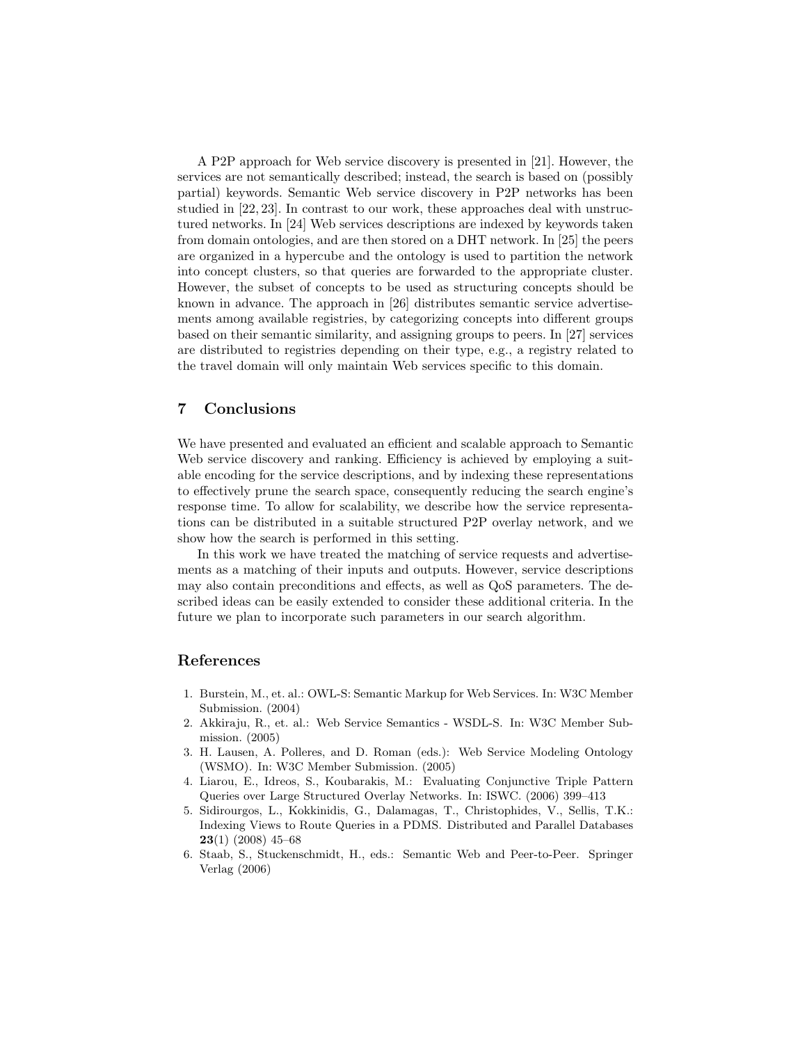A P2P approach for Web service discovery is presented in [21]. However, the services are not semantically described; instead, the search is based on (possibly partial) keywords. Semantic Web service discovery in P2P networks has been studied in [22, 23]. In contrast to our work, these approaches deal with unstructured networks. In [24] Web services descriptions are indexed by keywords taken from domain ontologies, and are then stored on a DHT network. In [25] the peers are organized in a hypercube and the ontology is used to partition the network into concept clusters, so that queries are forwarded to the appropriate cluster. However, the subset of concepts to be used as structuring concepts should be known in advance. The approach in [26] distributes semantic service advertisements among available registries, by categorizing concepts into different groups based on their semantic similarity, and assigning groups to peers. In [27] services are distributed to registries depending on their type, e.g., a registry related to the travel domain will only maintain Web services specific to this domain.

## 7 Conclusions

We have presented and evaluated an efficient and scalable approach to Semantic Web service discovery and ranking. Efficiency is achieved by employing a suitable encoding for the service descriptions, and by indexing these representations to effectively prune the search space, consequently reducing the search engine's response time. To allow for scalability, we describe how the service representations can be distributed in a suitable structured P2P overlay network, and we show how the search is performed in this setting.

In this work we have treated the matching of service requests and advertisements as a matching of their inputs and outputs. However, service descriptions may also contain preconditions and effects, as well as QoS parameters. The described ideas can be easily extended to consider these additional criteria. In the future we plan to incorporate such parameters in our search algorithm.

## References

1. Burstein, M., et. al.: OWL-S: Semantic Markup for Web Services. In: W3C Member Submission. (2004)
2. Akkiraju, R., et. al.: Web Service Semantics - WSDL-S. In: W3C Member Submission. (2005)
3. H. Lausen, A. Polleres, and D. Roman (eds.): Web Service Modeling Ontology (WSMO). In: W3C Member Submission. (2005)
4. Liarou, E., Idreos, S., Koubarakis, M.: Evaluating Conjunctive Triple Pattern Queries over Large Structured Overlay Networks. In: ISWC. (2006) 399–413
5. Sidirourgos, L., Kokkinidis, G., Dalamagas, T., Christophides, V., Sellis, T.K.: Indexing Views to Route Queries in a PDMS. Distributed and Parallel Databases **23**(1) (2008) 45–68
6. Staab, S., Stuckenschmidt, H., eds.: Semantic Web and Peer-to-Peer. Springer Verlag (2006)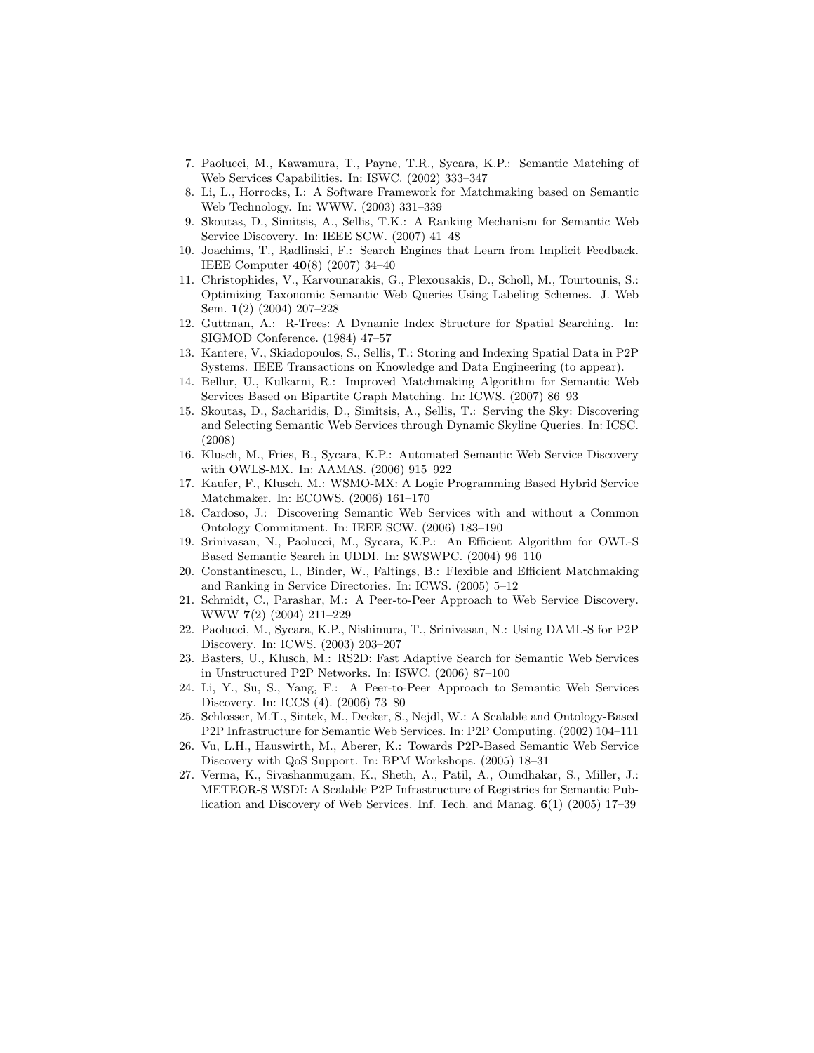7. Paolucci, M., Kawamura, T., Payne, T.R., Sycara, K.P.: Semantic Matching of Web Services Capabilities. In: ISWC. (2002) 333–347
8. Li, L., Horrocks, I.: A Software Framework for Matchmaking based on Semantic Web Technology. In: WWW. (2003) 331–339
9. Skoutas, D., Simitsis, A., Sellis, T.K.: A Ranking Mechanism for Semantic Web Service Discovery. In: IEEE SCW. (2007) 41–48
10. Joachims, T., Radlinski, F.: Search Engines that Learn from Implicit Feedback. IEEE Computer **40**(8) (2007) 34–40
11. Christophides, V., Karvounarakis, G., Plexousakis, D., Scholl, M., Tourtounis, S.: Optimizing Taxonomic Semantic Web Queries Using Labeling Schemes. J. Web Sem. **1**(2) (2004) 207–228
12. Guttman, A.: R-Trees: A Dynamic Index Structure for Spatial Searching. In: SIGMOD Conference. (1984) 47–57
13. Kantere, V., Skiadopoulos, S., Sellis, T.: Storing and Indexing Spatial Data in P2P Systems. IEEE Transactions on Knowledge and Data Engineering (to appear).
14. Bellur, U., Kulkarni, R.: Improved Matchmaking Algorithm for Semantic Web Services Based on Bipartite Graph Matching. In: ICWS. (2007) 86–93
15. Skoutas, D., Sacharidis, D., Simitsis, A., Sellis, T.: Serving the Sky: Discovering and Selecting Semantic Web Services through Dynamic Skyline Queries. In: ICSC. (2008)
16. Klusch, M., Fries, B., Sycara, K.P.: Automated Semantic Web Service Discovery with OWLS-MX. In: AAMAS. (2006) 915–922
17. Kaufer, F., Klusch, M.: WSMO-MX: A Logic Programming Based Hybrid Service Matchmaker. In: ECOWS. (2006) 161–170
18. Cardoso, J.: Discovering Semantic Web Services with and without a Common Ontology Commitment. In: IEEE SCW. (2006) 183–190
19. Srinivasan, N., Paolucci, M., Sycara, K.P.: An Efficient Algorithm for OWL-S Based Semantic Search in UDDI. In: SWSWPC. (2004) 96–110
20. Constantinescu, I., Binder, W., Faltings, B.: Flexible and Efficient Matchmaking and Ranking in Service Directories. In: ICWS. (2005) 5–12
21. Schmidt, C., Parashar, M.: A Peer-to-Peer Approach to Web Service Discovery. WWW **7**(2) (2004) 211–229
22. Paolucci, M., Sycara, K.P., Nishimura, T., Srinivasan, N.: Using DAML-S for P2P Discovery. In: ICWS. (2003) 203–207
23. Basters, U., Klusch, M.: RS2D: Fast Adaptive Search for Semantic Web Services in Unstructured P2P Networks. In: ISWC. (2006) 87–100
24. Li, Y., Su, S., Yang, F.: A Peer-to-Peer Approach to Semantic Web Services Discovery. In: ICCS (4). (2006) 73–80
25. Schlosser, M.T., Sintek, M., Decker, S., Nejdl, W.: A Scalable and Ontology-Based P2P Infrastructure for Semantic Web Services. In: P2P Computing. (2002) 104–111
26. Vu, L.H., Hauswirth, M., Aberer, K.: Towards P2P-Based Semantic Web Service Discovery with QoS Support. In: BPM Workshops. (2005) 18–31
27. Verma, K., Sivashanmugam, K., Sheth, A., Patil, A., Oundhakar, S., Miller, J.: METEOR-S WSDI: A Scalable P2P Infrastructure of Registries for Semantic Publication and Discovery of Web Services. Inf. Tech. and Manag. **6**(1) (2005) 17–39